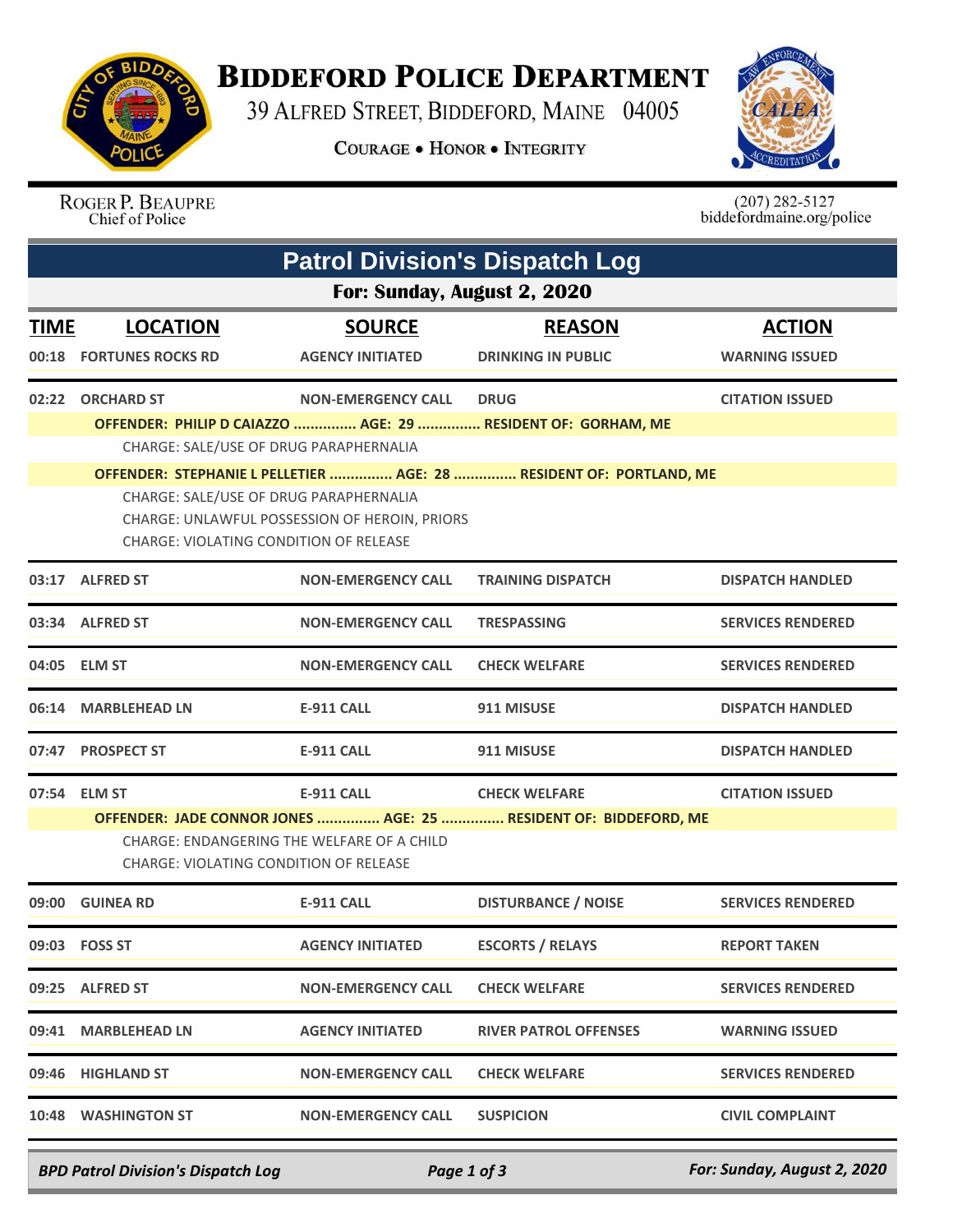# Biddeford Police Department

39 Alfred Street, Biddeford, Maine 04005

**Courage • Honor • Integrity**

Roger P. Beaupre
Chief of Police

(207) 282-5127
biddefordmaine.org/police

## Patrol Division's Dispatch Log

### For: Sunday, August 2, 2020

| TIME | LOCATION | SOURCE | REASON | ACTION |
|---|---|---|---|---|
| 00:18 | FORTUNES ROCKS RD | AGENCY INITIATED | DRINKING IN PUBLIC | WARNING ISSUED |
| 02:22 | ORCHARD ST | NON-EMERGENCY CALL | DRUG | CITATION ISSUED |
| | **OFFENDER: PHILIP D CAIAZZO ............... AGE: 29 ............... RESIDENT OF: GORHAM, ME** | | | |
| | CHARGE: SALE/USE OF DRUG PARAPHERNALIA | | | |
| | **OFFENDER: STEPHANIE L PELLETIER ............... AGE: 28 ............... RESIDENT OF: PORTLAND, ME** | | | |
| | CHARGE: SALE/USE OF DRUG PARAPHERNALIA | | | |
| | CHARGE: UNLAWFUL POSSESSION OF HEROIN, PRIORS | | | |
| | CHARGE: VIOLATING CONDITION OF RELEASE | | | |
| 03:17 | ALFRED ST | NON-EMERGENCY CALL | TRAINING DISPATCH | DISPATCH HANDLED |
| 03:34 | ALFRED ST | NON-EMERGENCY CALL | TRESPASSING | SERVICES RENDERED |
| 04:05 | ELM ST | NON-EMERGENCY CALL | CHECK WELFARE | SERVICES RENDERED |
| 06:14 | MARBLEHEAD LN | E-911 CALL | 911 MISUSE | DISPATCH HANDLED |
| 07:47 | PROSPECT ST | E-911 CALL | 911 MISUSE | DISPATCH HANDLED |
| 07:54 | ELM ST | E-911 CALL | CHECK WELFARE | CITATION ISSUED |
| | **OFFENDER: JADE CONNOR JONES ............... AGE: 25 ............... RESIDENT OF: BIDDEFORD, ME** | | | |
| | CHARGE: ENDANGERING THE WELFARE OF A CHILD | | | |
| | CHARGE: VIOLATING CONDITION OF RELEASE | | | |
| 09:00 | GUINEA RD | E-911 CALL | DISTURBANCE / NOISE | SERVICES RENDERED |
| 09:03 | FOSS ST | AGENCY INITIATED | ESCORTS / RELAYS | REPORT TAKEN |
| 09:25 | ALFRED ST | NON-EMERGENCY CALL | CHECK WELFARE | SERVICES RENDERED |
| 09:41 | MARBLEHEAD LN | AGENCY INITIATED | RIVER PATROL OFFENSES | WARNING ISSUED |
| 09:46 | HIGHLAND ST | NON-EMERGENCY CALL | CHECK WELFARE | SERVICES RENDERED |
| 10:48 | WASHINGTON ST | NON-EMERGENCY CALL | SUSPICION | CIVIL COMPLAINT |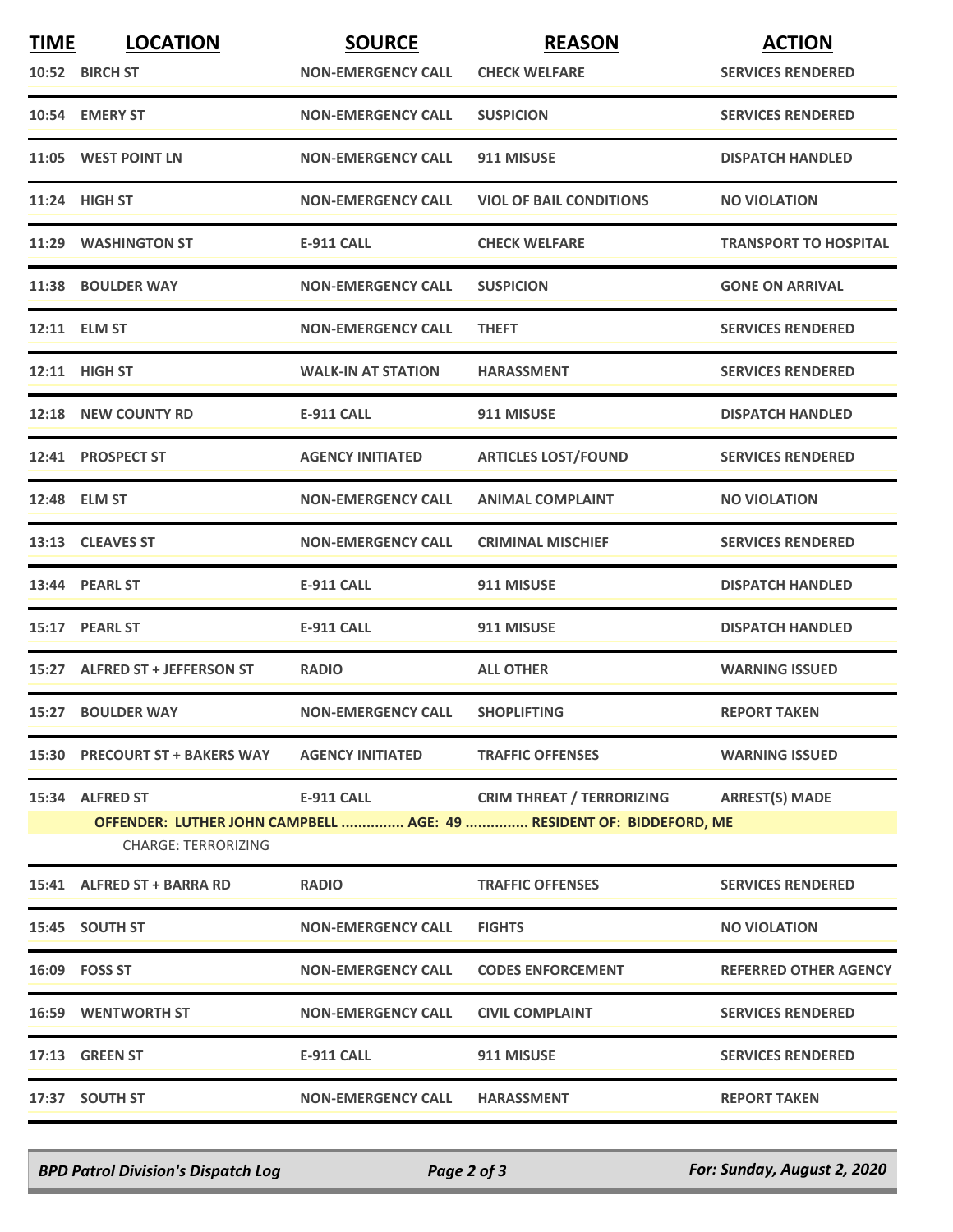| TIME | LOCATION | SOURCE | REASON | ACTION |
|---|---|---|---|---|
| 10:52 | BIRCH ST | NON-EMERGENCY CALL | CHECK WELFARE | SERVICES RENDERED |
| 10:54 | EMERY ST | NON-EMERGENCY CALL | SUSPICION | SERVICES RENDERED |
| 11:05 | WEST POINT LN | NON-EMERGENCY CALL | 911 MISUSE | DISPATCH HANDLED |
| 11:24 | HIGH ST | NON-EMERGENCY CALL | VIOL OF BAIL CONDITIONS | NO VIOLATION |
| 11:29 | WASHINGTON ST | E-911 CALL | CHECK WELFARE | TRANSPORT TO HOSPITAL |
| 11:38 | BOULDER WAY | NON-EMERGENCY CALL | SUSPICION | GONE ON ARRIVAL |
| 12:11 | ELM ST | NON-EMERGENCY CALL | THEFT | SERVICES RENDERED |
| 12:11 | HIGH ST | WALK-IN AT STATION | HARASSMENT | SERVICES RENDERED |
| 12:18 | NEW COUNTY RD | E-911 CALL | 911 MISUSE | DISPATCH HANDLED |
| 12:41 | PROSPECT ST | AGENCY INITIATED | ARTICLES LOST/FOUND | SERVICES RENDERED |
| 12:48 | ELM ST | NON-EMERGENCY CALL | ANIMAL COMPLAINT | NO VIOLATION |
| 13:13 | CLEAVES ST | NON-EMERGENCY CALL | CRIMINAL MISCHIEF | SERVICES RENDERED |
| 13:44 | PEARL ST | E-911 CALL | 911 MISUSE | DISPATCH HANDLED |
| 15:17 | PEARL ST | E-911 CALL | 911 MISUSE | DISPATCH HANDLED |
| 15:27 | ALFRED ST + JEFFERSON ST | RADIO | ALL OTHER | WARNING ISSUED |
| 15:27 | BOULDER WAY | NON-EMERGENCY CALL | SHOPLIFTING | REPORT TAKEN |
| 15:30 | PRECOURT ST + BAKERS WAY | AGENCY INITIATED | TRAFFIC OFFENSES | WARNING ISSUED |
| 15:34 | ALFRED ST | E-911 CALL | CRIM THREAT / TERRORIZING | ARREST(S) MADE |
| | **OFFENDER: LUTHER JOHN CAMPBELL ............... AGE: 49 ............... RESIDENT OF: BIDDEFORD, ME** | | | |
| | CHARGE: TERRORIZING | | | |
| 15:41 | ALFRED ST + BARRA RD | RADIO | TRAFFIC OFFENSES | SERVICES RENDERED |
| 15:45 | SOUTH ST | NON-EMERGENCY CALL | FIGHTS | NO VIOLATION |
| 16:09 | FOSS ST | NON-EMERGENCY CALL | CODES ENFORCEMENT | REFERRED OTHER AGENCY |
| 16:59 | WENTWORTH ST | NON-EMERGENCY CALL | CIVIL COMPLAINT | SERVICES RENDERED |
| 17:13 | GREEN ST | E-911 CALL | 911 MISUSE | SERVICES RENDERED |
| 17:37 | SOUTH ST | NON-EMERGENCY CALL | HARASSMENT | REPORT TAKEN |

*BPD Patrol Division's Dispatch Log* — *For: Sunday, August 2, 2020*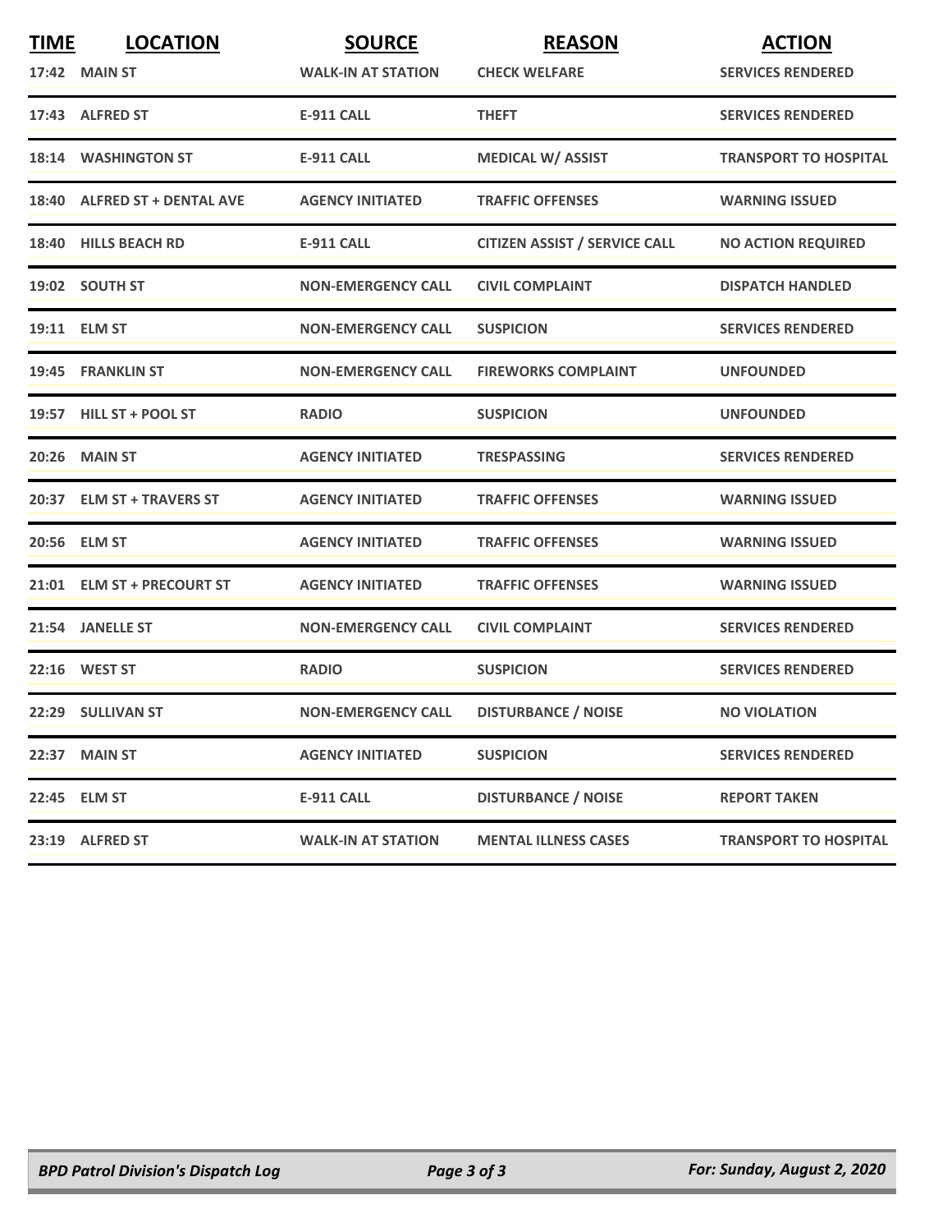| TIME | LOCATION | SOURCE | REASON | ACTION |
|---|---|---|---|---|
| 17:42 | MAIN ST | WALK-IN AT STATION | CHECK WELFARE | SERVICES RENDERED |
| 17:43 | ALFRED ST | E-911 CALL | THEFT | SERVICES RENDERED |
| 18:14 | WASHINGTON ST | E-911 CALL | MEDICAL W/ ASSIST | TRANSPORT TO HOSPITAL |
| 18:40 | ALFRED ST + DENTAL AVE | AGENCY INITIATED | TRAFFIC OFFENSES | WARNING ISSUED |
| 18:40 | HILLS BEACH RD | E-911 CALL | CITIZEN ASSIST / SERVICE CALL | NO ACTION REQUIRED |
| 19:02 | SOUTH ST | NON-EMERGENCY CALL | CIVIL COMPLAINT | DISPATCH HANDLED |
| 19:11 | ELM ST | NON-EMERGENCY CALL | SUSPICION | SERVICES RENDERED |
| 19:45 | FRANKLIN ST | NON-EMERGENCY CALL | FIREWORKS COMPLAINT | UNFOUNDED |
| 19:57 | HILL ST + POOL ST | RADIO | SUSPICION | UNFOUNDED |
| 20:26 | MAIN ST | AGENCY INITIATED | TRESPASSING | SERVICES RENDERED |
| 20:37 | ELM ST + TRAVERS ST | AGENCY INITIATED | TRAFFIC OFFENSES | WARNING ISSUED |
| 20:56 | ELM ST | AGENCY INITIATED | TRAFFIC OFFENSES | WARNING ISSUED |
| 21:01 | ELM ST + PRECOURT ST | AGENCY INITIATED | TRAFFIC OFFENSES | WARNING ISSUED |
| 21:54 | JANELLE ST | NON-EMERGENCY CALL | CIVIL COMPLAINT | SERVICES RENDERED |
| 22:16 | WEST ST | RADIO | SUSPICION | SERVICES RENDERED |
| 22:29 | SULLIVAN ST | NON-EMERGENCY CALL | DISTURBANCE / NOISE | NO VIOLATION |
| 22:37 | MAIN ST | AGENCY INITIATED | SUSPICION | SERVICES RENDERED |
| 22:45 | ELM ST | E-911 CALL | DISTURBANCE / NOISE | REPORT TAKEN |
| 23:19 | ALFRED ST | WALK-IN AT STATION | MENTAL ILLNESS CASES | TRANSPORT TO HOSPITAL |